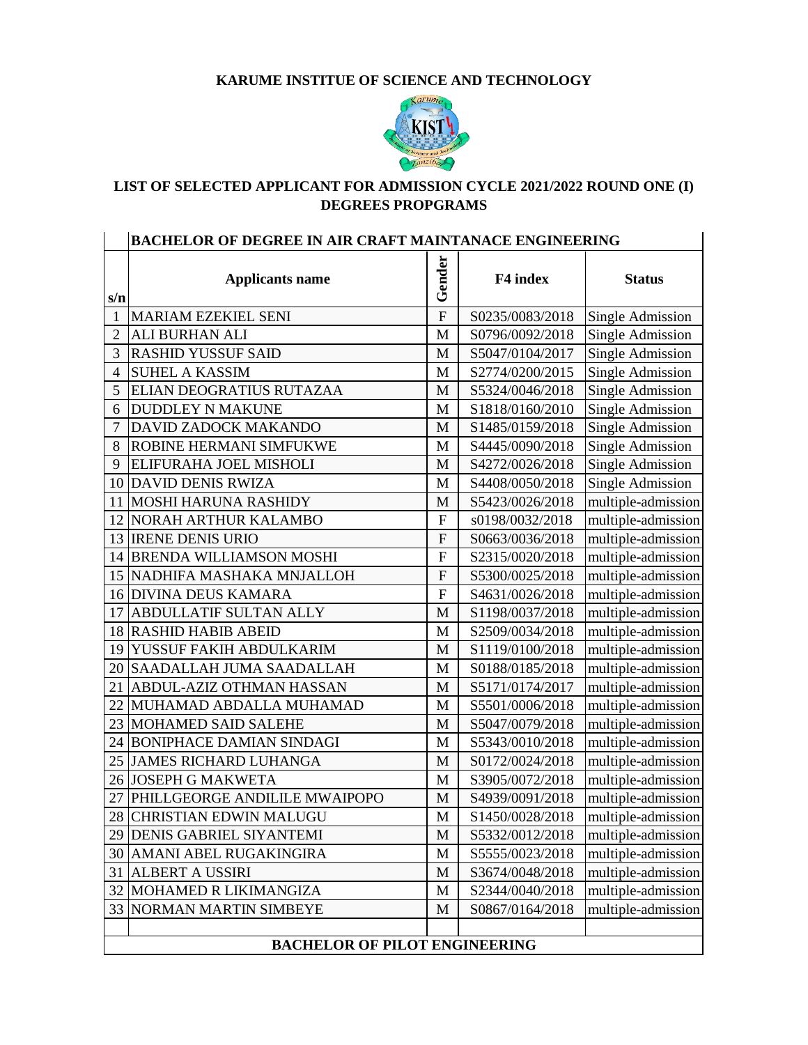# KARUME INSTITUE OF SCIENCE AND TECHNOLOGY

## LIST OF SELECTED APPLICANT FOR ADMISSION CYCLE 2021/2022 ROUND ONE (I) DEGREES PROPGRAMS

| | BACHELOR OF DEGREE IN AIR CRAFT MAINTANACE ENGINEERING | | | |
|---|---|---|---|---|
| s/n | Applicants name | Gender | F4 index | Status |
| 1 | MARIAM EZEKIEL SENI | F | S0235/0083/2018 | Single Admission |
| 2 | ALI BURHAN ALI | M | S0796/0092/2018 | Single Admission |
| 3 | RASHID YUSSUF SAID | M | S5047/0104/2017 | Single Admission |
| 4 | SUHEL A KASSIM | M | S2774/0200/2015 | Single Admission |
| 5 | ELIAN DEOGRATIUS RUTAZAA | M | S5324/0046/2018 | Single Admission |
| 6 | DUDDLEY N MAKUNE | M | S1818/0160/2010 | Single Admission |
| 7 | DAVID ZADOCK MAKANDO | M | S1485/0159/2018 | Single Admission |
| 8 | ROBINE HERMANI SIMFUKWE | M | S4445/0090/2018 | Single Admission |
| 9 | ELIFURAHA JOEL MISHOLI | M | S4272/0026/2018 | Single Admission |
| 10 | DAVID DENIS RWIZA | M | S4408/0050/2018 | Single Admission |
| 11 | MOSHI HARUNA RASHIDY | M | S5423/0026/2018 | multiple-admission |
| 12 | NORAH ARTHUR KALAMBO | F | s0198/0032/2018 | multiple-admission |
| 13 | IRENE DENIS URIO | F | S0663/0036/2018 | multiple-admission |
| 14 | BRENDA WILLIAMSON MOSHI | F | S2315/0020/2018 | multiple-admission |
| 15 | NADHIFA MASHAKA MNJALLOH | F | S5300/0025/2018 | multiple-admission |
| 16 | DIVINA DEUS KAMARA | F | S4631/0026/2018 | multiple-admission |
| 17 | ABDULLATIF SULTAN ALLY | M | S1198/0037/2018 | multiple-admission |
| 18 | RASHID HABIB ABEID | M | S2509/0034/2018 | multiple-admission |
| 19 | YUSSUF FAKIH ABDULKARIM | M | S1119/0100/2018 | multiple-admission |
| 20 | SAADALLAH JUMA SAADALLAH | M | S0188/0185/2018 | multiple-admission |
| 21 | ABDUL-AZIZ OTHMAN HASSAN | M | S5171/0174/2017 | multiple-admission |
| 22 | MUHAMAD ABDALLA MUHAMAD | M | S5501/0006/2018 | multiple-admission |
| 23 | MOHAMED SAID SALEHE | M | S5047/0079/2018 | multiple-admission |
| 24 | BONIPHACE DAMIAN SINDAGI | M | S5343/0010/2018 | multiple-admission |
| 25 | JAMES RICHARD LUHANGA | M | S0172/0024/2018 | multiple-admission |
| 26 | JOSEPH G MAKWETA | M | S3905/0072/2018 | multiple-admission |
| 27 | PHILLGEORGE ANDILILE MWAIPOPO | M | S4939/0091/2018 | multiple-admission |
| 28 | CHRISTIAN EDWIN MALUGU | M | S1450/0028/2018 | multiple-admission |
| 29 | DENIS GABRIEL SIYANTEMI | M | S5332/0012/2018 | multiple-admission |
| 30 | AMANI ABEL RUGAKINGIRA | M | S5555/0023/2018 | multiple-admission |
| 31 | ALBERT A USSIRI | M | S3674/0048/2018 | multiple-admission |
| 32 | MOHAMED R LIKIMANGIZA | M | S2344/0040/2018 | multiple-admission |
| 33 | NORMAN MARTIN SIMBEYE | M | S0867/0164/2018 | multiple-admission |

**BACHELOR OF PILOT ENGINEERING**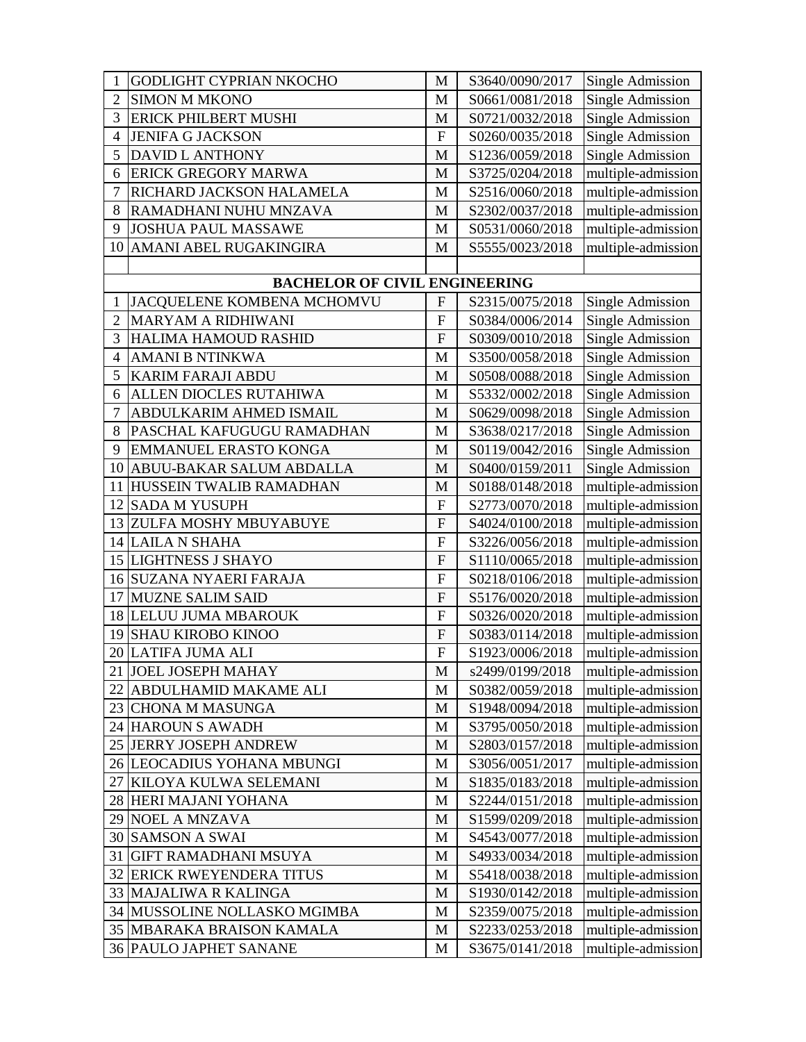| | | | | |
|---|---|---|---|---|
| 1 | GODLIGHT CYPRIAN NKOCHO | M | S3640/0090/2017 | Single Admission |
| 2 | SIMON M MKONO | M | S0661/0081/2018 | Single Admission |
| 3 | ERICK PHILBERT MUSHI | M | S0721/0032/2018 | Single Admission |
| 4 | JENIFA G JACKSON | F | S0260/0035/2018 | Single Admission |
| 5 | DAVID L ANTHONY | M | S1236/0059/2018 | Single Admission |
| 6 | ERICK GREGORY MARWA | M | S3725/0204/2018 | multiple-admission |
| 7 | RICHARD JACKSON HALAMELA | M | S2516/0060/2018 | multiple-admission |
| 8 | RAMADHANI NUHU MNZAVA | M | S2302/0037/2018 | multiple-admission |
| 9 | JOSHUA PAUL MASSAWE | M | S0531/0060/2018 | multiple-admission |
| 10 | AMANI ABEL RUGAKINGIRA | M | S5555/0023/2018 | multiple-admission |
| | | | | |
| | **BACHELOR OF CIVIL ENGINEERING** | | | |
| 1 | JACQUELENE KOMBENA MCHOMVU | F | S2315/0075/2018 | Single Admission |
| 2 | MARYAM A RIDHIWANI | F | S0384/0006/2014 | Single Admission |
| 3 | HALIMA HAMOUD RASHID | F | S0309/0010/2018 | Single Admission |
| 4 | AMANI B NTINKWA | M | S3500/0058/2018 | Single Admission |
| 5 | KARIM FARAJI ABDU | M | S0508/0088/2018 | Single Admission |
| 6 | ALLEN DIOCLES RUTAHIWA | M | S5332/0002/2018 | Single Admission |
| 7 | ABDULKARIM AHMED ISMAIL | M | S0629/0098/2018 | Single Admission |
| 8 | PASCHAL KAFUGUGU RAMADHAN | M | S3638/0217/2018 | Single Admission |
| 9 | EMMANUEL ERASTO KONGA | M | S0119/0042/2016 | Single Admission |
| 10 | ABUU-BAKAR SALUM ABDALLA | M | S0400/0159/2011 | Single Admission |
| 11 | HUSSEIN TWALIB RAMADHAN | M | S0188/0148/2018 | multiple-admission |
| 12 | SADA M YUSUPH | F | S2773/0070/2018 | multiple-admission |
| 13 | ZULFA MOSHY MBUYABUYE | F | S4024/0100/2018 | multiple-admission |
| 14 | LAILA N SHAHA | F | S3226/0056/2018 | multiple-admission |
| 15 | LIGHTNESS J SHAYO | F | S1110/0065/2018 | multiple-admission |
| 16 | SUZANA NYAERI FARAJA | F | S0218/0106/2018 | multiple-admission |
| 17 | MUZNE SALIM SAID | F | S5176/0020/2018 | multiple-admission |
| 18 | LELUU JUMA MBAROUK | F | S0326/0020/2018 | multiple-admission |
| 19 | SHAU KIROBO KINOO | F | S0383/0114/2018 | multiple-admission |
| 20 | LATIFA JUMA ALI | F | S1923/0006/2018 | multiple-admission |
| 21 | JOEL JOSEPH MAHAY | M | s2499/0199/2018 | multiple-admission |
| 22 | ABDULHAMID MAKAME ALI | M | S0382/0059/2018 | multiple-admission |
| 23 | CHONA M MASUNGA | M | S1948/0094/2018 | multiple-admission |
| 24 | HAROUN S AWADH | M | S3795/0050/2018 | multiple-admission |
| 25 | JERRY JOSEPH ANDREW | M | S2803/0157/2018 | multiple-admission |
| 26 | LEOCADIUS YOHANA MBUNGI | M | S3056/0051/2017 | multiple-admission |
| 27 | KILOYA KULWA SELEMANI | M | S1835/0183/2018 | multiple-admission |
| 28 | HERI MAJANI YOHANA | M | S2244/0151/2018 | multiple-admission |
| 29 | NOEL A MNZAVA | M | S1599/0209/2018 | multiple-admission |
| 30 | SAMSON A SWAI | M | S4543/0077/2018 | multiple-admission |
| 31 | GIFT RAMADHANI MSUYA | M | S4933/0034/2018 | multiple-admission |
| 32 | ERICK RWEYENDERA TITUS | M | S5418/0038/2018 | multiple-admission |
| 33 | MAJALIWA R KALINGA | M | S1930/0142/2018 | multiple-admission |
| 34 | MUSSOLINE NOLLASKO MGIMBA | M | S2359/0075/2018 | multiple-admission |
| 35 | MBARAKA BRAISON KAMALA | M | S2233/0253/2018 | multiple-admission |
| 36 | PAULO JAPHET SANANE | M | S3675/0141/2018 | multiple-admission |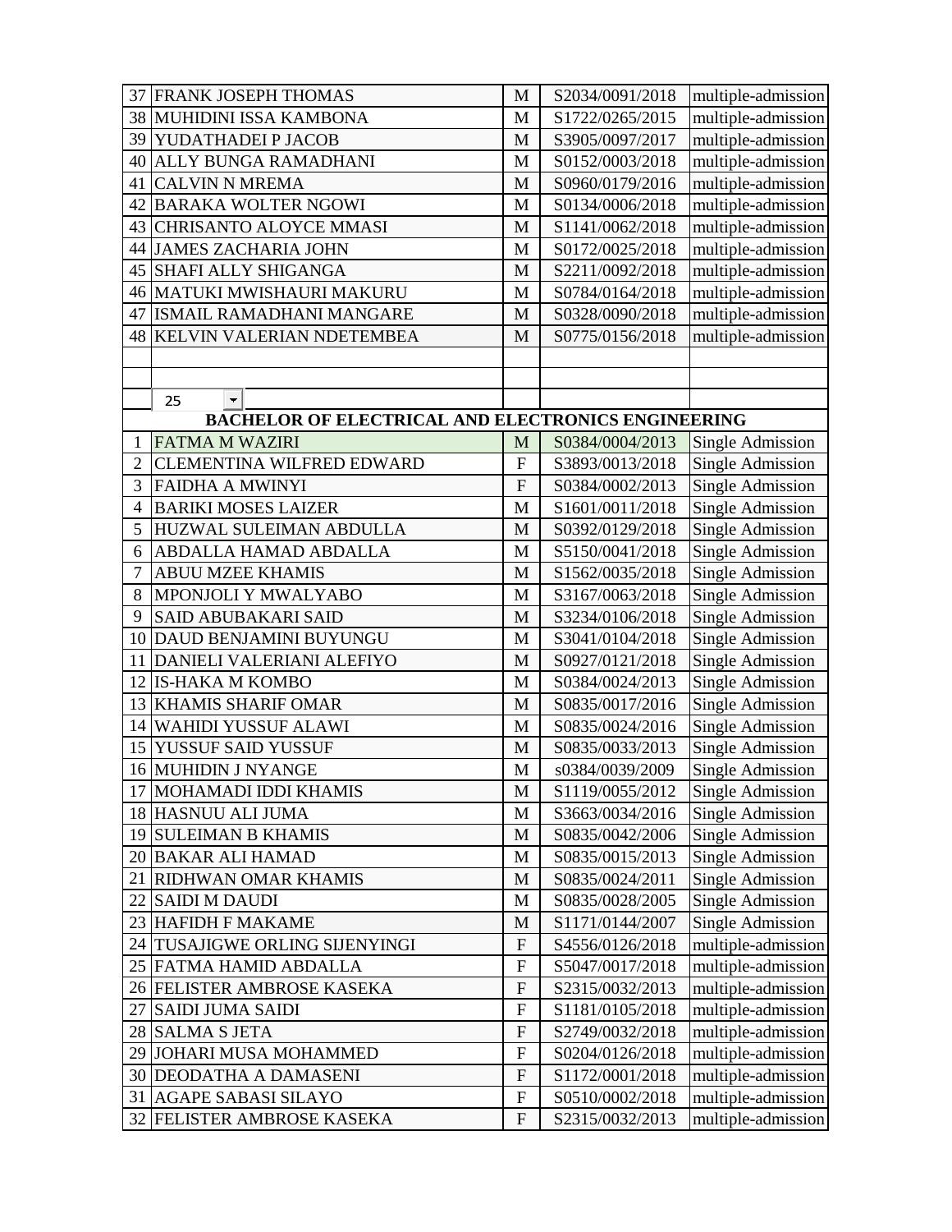| | | | | |
|---|---|---|---|---|
| 37 | FRANK JOSEPH THOMAS | M | S2034/0091/2018 | multiple-admission |
| 38 | MUHIDINI ISSA KAMBONA | M | S1722/0265/2015 | multiple-admission |
| 39 | YUDATHADEI P JACOB | M | S3905/0097/2017 | multiple-admission |
| 40 | ALLY BUNGA RAMADHANI | M | S0152/0003/2018 | multiple-admission |
| 41 | CALVIN N MREMA | M | S0960/0179/2016 | multiple-admission |
| 42 | BARAKA WOLTER NGOWI | M | S0134/0006/2018 | multiple-admission |
| 43 | CHRISANTO ALOYCE MMASI | M | S1141/0062/2018 | multiple-admission |
| 44 | JAMES ZACHARIA JOHN | M | S0172/0025/2018 | multiple-admission |
| 45 | SHAFI ALLY SHIGANGA | M | S2211/0092/2018 | multiple-admission |
| 46 | MATUKI MWISHAURI MAKURU | M | S0784/0164/2018 | multiple-admission |
| 47 | ISMAIL RAMADHANI MANGARE | M | S0328/0090/2018 | multiple-admission |
| 48 | KELVIN VALERIAN NDETEMBEA | M | S0775/0156/2018 | multiple-admission |
| | | | | |
| | | | | |
| | 25 | | | |

**BACHELOR OF ELECTRICAL AND ELECTRONICS ENGINEERING**

| | | | | |
|---|---|---|---|---|
| 1 | FATMA M WAZIRI | M | S0384/0004/2013 | Single Admission |
| 2 | CLEMENTINA WILFRED EDWARD | F | S3893/0013/2018 | Single Admission |
| 3 | FAIDHA A MWINYI | F | S0384/0002/2013 | Single Admission |
| 4 | BARIKI MOSES LAIZER | M | S1601/0011/2018 | Single Admission |
| 5 | HUZWAL SULEIMAN ABDULLA | M | S0392/0129/2018 | Single Admission |
| 6 | ABDALLA HAMAD ABDALLA | M | S5150/0041/2018 | Single Admission |
| 7 | ABUU MZEE KHAMIS | M | S1562/0035/2018 | Single Admission |
| 8 | MPONJOLI Y MWALYABO | M | S3167/0063/2018 | Single Admission |
| 9 | SAID ABUBAKARI SAID | M | S3234/0106/2018 | Single Admission |
| 10 | DAUD BENJAMINI BUYUNGU | M | S3041/0104/2018 | Single Admission |
| 11 | DANIELI VALERIANI ALEFIYO | M | S0927/0121/2018 | Single Admission |
| 12 | IS-HAKA M KOMBO | M | S0384/0024/2013 | Single Admission |
| 13 | KHAMIS SHARIF OMAR | M | S0835/0017/2016 | Single Admission |
| 14 | WAHIDI YUSSUF ALAWI | M | S0835/0024/2016 | Single Admission |
| 15 | YUSSUF SAID YUSSUF | M | S0835/0033/2013 | Single Admission |
| 16 | MUHIDIN J NYANGE | M | s0384/0039/2009 | Single Admission |
| 17 | MOHAMADI IDDI KHAMIS | M | S1119/0055/2012 | Single Admission |
| 18 | HASNUU ALI JUMA | M | S3663/0034/2016 | Single Admission |
| 19 | SULEIMAN B KHAMIS | M | S0835/0042/2006 | Single Admission |
| 20 | BAKAR ALI HAMAD | M | S0835/0015/2013 | Single Admission |
| 21 | RIDHWAN OMAR KHAMIS | M | S0835/0024/2011 | Single Admission |
| 22 | SAIDI M DAUDI | M | S0835/0028/2005 | Single Admission |
| 23 | HAFIDH F MAKAME | M | S1171/0144/2007 | Single Admission |
| 24 | TUSAJIGWE ORLING SIJENYINGI | F | S4556/0126/2018 | multiple-admission |
| 25 | FATMA HAMID ABDALLA | F | S5047/0017/2018 | multiple-admission |
| 26 | FELISTER AMBROSE KASEKA | F | S2315/0032/2013 | multiple-admission |
| 27 | SAIDI JUMA SAIDI | F | S1181/0105/2018 | multiple-admission |
| 28 | SALMA S JETA | F | S2749/0032/2018 | multiple-admission |
| 29 | JOHARI MUSA MOHAMMED | F | S0204/0126/2018 | multiple-admission |
| 30 | DEODATHA A DAMASENI | F | S1172/0001/2018 | multiple-admission |
| 31 | AGAPE SABASI SILAYO | F | S0510/0002/2018 | multiple-admission |
| 32 | FELISTER AMBROSE KASEKA | F | S2315/0032/2013 | multiple-admission |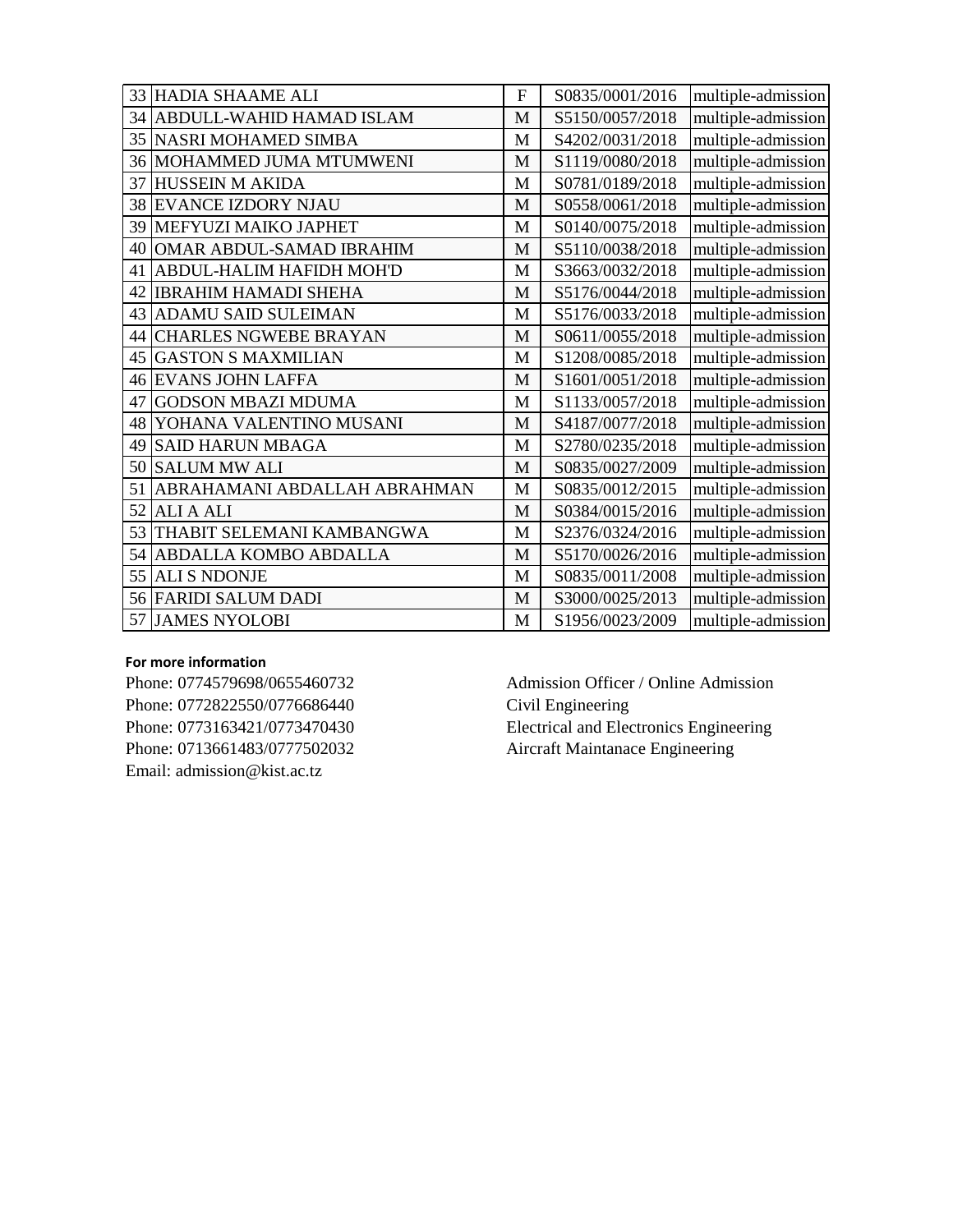| | | | | |
|---|---|---|---|---|
| 33 | HADIA SHAAME ALI | F | S0835/0001/2016 | multiple-admission |
| 34 | ABDULL-WAHID HAMAD ISLAM | M | S5150/0057/2018 | multiple-admission |
| 35 | NASRI MOHAMED SIMBA | M | S4202/0031/2018 | multiple-admission |
| 36 | MOHAMMED JUMA MTUMWENI | M | S1119/0080/2018 | multiple-admission |
| 37 | HUSSEIN M AKIDA | M | S0781/0189/2018 | multiple-admission |
| 38 | EVANCE IZDORY NJAU | M | S0558/0061/2018 | multiple-admission |
| 39 | MEFYUZI MAIKO JAPHET | M | S0140/0075/2018 | multiple-admission |
| 40 | OMAR ABDUL-SAMAD IBRAHIM | M | S5110/0038/2018 | multiple-admission |
| 41 | ABDUL-HALIM HAFIDH MOH'D | M | S3663/0032/2018 | multiple-admission |
| 42 | IBRAHIM HAMADI SHEHA | M | S5176/0044/2018 | multiple-admission |
| 43 | ADAMU SAID SULEIMAN | M | S5176/0033/2018 | multiple-admission |
| 44 | CHARLES NGWEBE BRAYAN | M | S0611/0055/2018 | multiple-admission |
| 45 | GASTON S MAXMILIAN | M | S1208/0085/2018 | multiple-admission |
| 46 | EVANS JOHN LAFFA | M | S1601/0051/2018 | multiple-admission |
| 47 | GODSON MBAZI MDUMA | M | S1133/0057/2018 | multiple-admission |
| 48 | YOHANA VALENTINO MUSANI | M | S4187/0077/2018 | multiple-admission |
| 49 | SAID HARUN MBAGA | M | S2780/0235/2018 | multiple-admission |
| 50 | SALUM MW ALI | M | S0835/0027/2009 | multiple-admission |
| 51 | ABRAHAMANI ABDALLAH ABRAHMAN | M | S0835/0012/2015 | multiple-admission |
| 52 | ALI A ALI | M | S0384/0015/2016 | multiple-admission |
| 53 | THABIT SELEMANI KAMBANGWA | M | S2376/0324/2016 | multiple-admission |
| 54 | ABDALLA KOMBO ABDALLA | M | S5170/0026/2016 | multiple-admission |
| 55 | ALI S NDONJE | M | S0835/0011/2008 | multiple-admission |
| 56 | FARIDI SALUM DADI | M | S3000/0025/2013 | multiple-admission |
| 57 | JAMES NYOLOBI | M | S1956/0023/2009 | multiple-admission |

**For more information**

Phone: 0774579698/0655460732 — Admission Officer / Online Admission

Phone: 0772822550/0776686440 — Civil Engineering

Phone: 0773163421/0773470430 — Electrical and Electronics Engineering

Phone: 0713661483/0777502032 — Aircraft Maintanace Engineering

Email: admission@kist.ac.tz